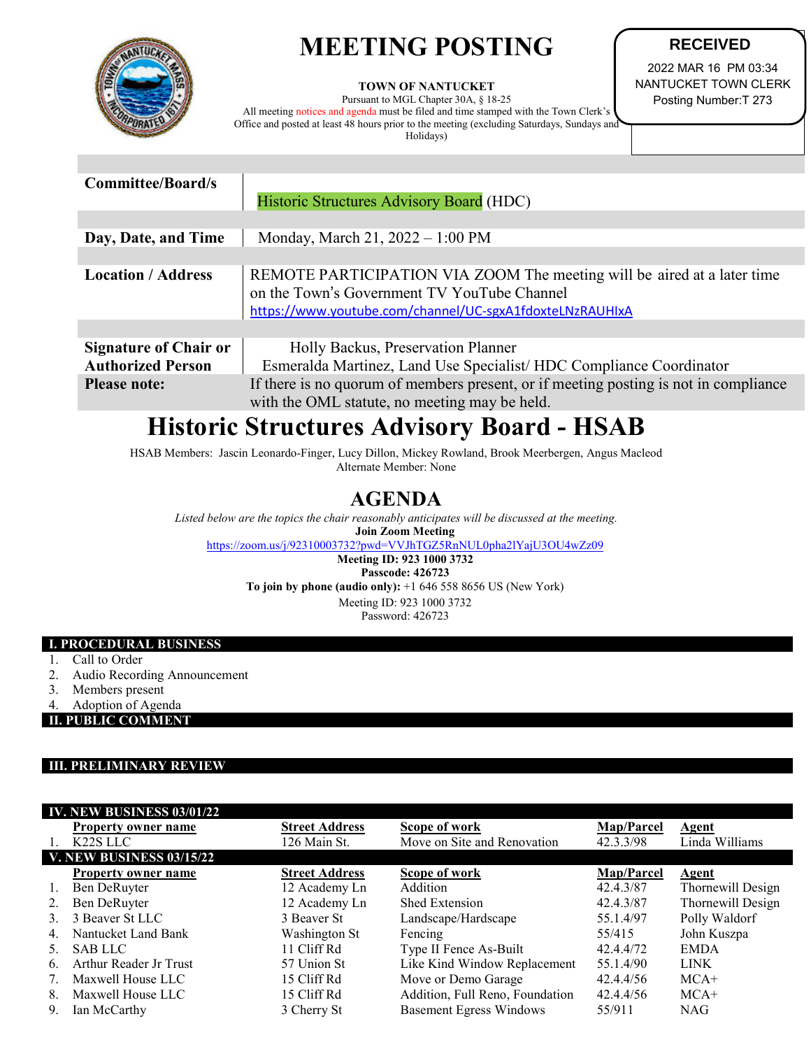# MEETING POSTING

**TOWN OF NANTUCKET**
Pursuant to MGL Chapter 30A, § 18-25
All meeting notices and agenda must be filed and time stamped with the Town Clerk's Office and posted at least 48 hours prior to the meeting (excluding Saturdays, Sundays and Holidays)

**RECEIVED**
2022 MAR 16 PM 03:34
NANTUCKET TOWN CLERK
Posting Number:T 273

| | |
|---|---|
| **Committee/Board/s** | Historic Structures Advisory Board (HDC) |
| **Day, Date, and Time** | Monday, March 21, 2022 – 1:00 PM |
| **Location / Address** | REMOTE PARTICIPATION VIA ZOOM The meeting will be aired at a later time on the Town's Government TV YouTube Channel https://www.youtube.com/channel/UC-sgxA1fdoxteLNzRAUHIxA |
| **Signature of Chair or Authorized Person** | Holly Backus, Preservation Planner<br>Esmeralda Martinez, Land Use Specialist/ HDC Compliance Coordinator |
| **Please note:** | If there is no quorum of members present, or if meeting posting is not in compliance with the OML statute, no meeting may be held. |

# Historic Structures Advisory Board - HSAB

HSAB Members: Jascin Leonardo-Finger, Lucy Dillon, Mickey Rowland, Brook Meerbergen, Angus Macleod
Alternate Member: None

## AGENDA

*Listed below are the topics the chair reasonably anticipates will be discussed at the meeting.*

**Join Zoom Meeting**
https://zoom.us/j/92310003732?pwd=VVJhTGZ5RnNUL0pha2lYajU3OU4wZz09
**Meeting ID: 923 1000 3732**
**Passcode: 426723**
**To join by phone (audio only):** +1 646 558 8656 US (New York)
Meeting ID: 923 1000 3732
Password: 426723

### I. PROCEDURAL BUSINESS

1. Call to Order
2. Audio Recording Announcement
3. Members present
4. Adoption of Agenda

### II. PUBLIC COMMENT

### III. PRELIMINARY REVIEW

### IV. NEW BUSINESS 03/01/22

| | Property owner name | Street Address | Scope of work | Map/Parcel | Agent |
|---|---|---|---|---|---|
| 1. | K22S LLC | 126 Main St. | Move on Site and Renovation | 42.3.3/98 | Linda Williams |

### V. NEW BUSINESS 03/15/22

| | Property owner name | Street Address | Scope of work | Map/Parcel | Agent |
|---|---|---|---|---|---|
| 1. | Ben DeRuyter | 12 Academy Ln | Addition | 42.4.3/87 | Thornewill Design |
| 2. | Ben DeRuyter | 12 Academy Ln | Shed Extension | 42.4.3/87 | Thornewill Design |
| 3. | 3 Beaver St LLC | 3 Beaver St | Landscape/Hardscape | 55.1.4/97 | Polly Waldorf |
| 4. | Nantucket Land Bank | Washington St | Fencing | 55/415 | John Kuszpa |
| 5. | SAB LLC | 11 Cliff Rd | Type II Fence As-Built | 42.4.4/72 | EMDA |
| 6. | Arthur Reader Jr Trust | 57 Union St | Like Kind Window Replacement | 55.1.4/90 | LINK |
| 7. | Maxwell House LLC | 15 Cliff Rd | Move or Demo Garage | 42.4.4/56 | MCA+ |
| 8. | Maxwell House LLC | 15 Cliff Rd | Addition, Full Reno, Foundation | 42.4.4/56 | MCA+ |
| 9. | Ian McCarthy | 3 Cherry St | Basement Egress Windows | 55/911 | NAG |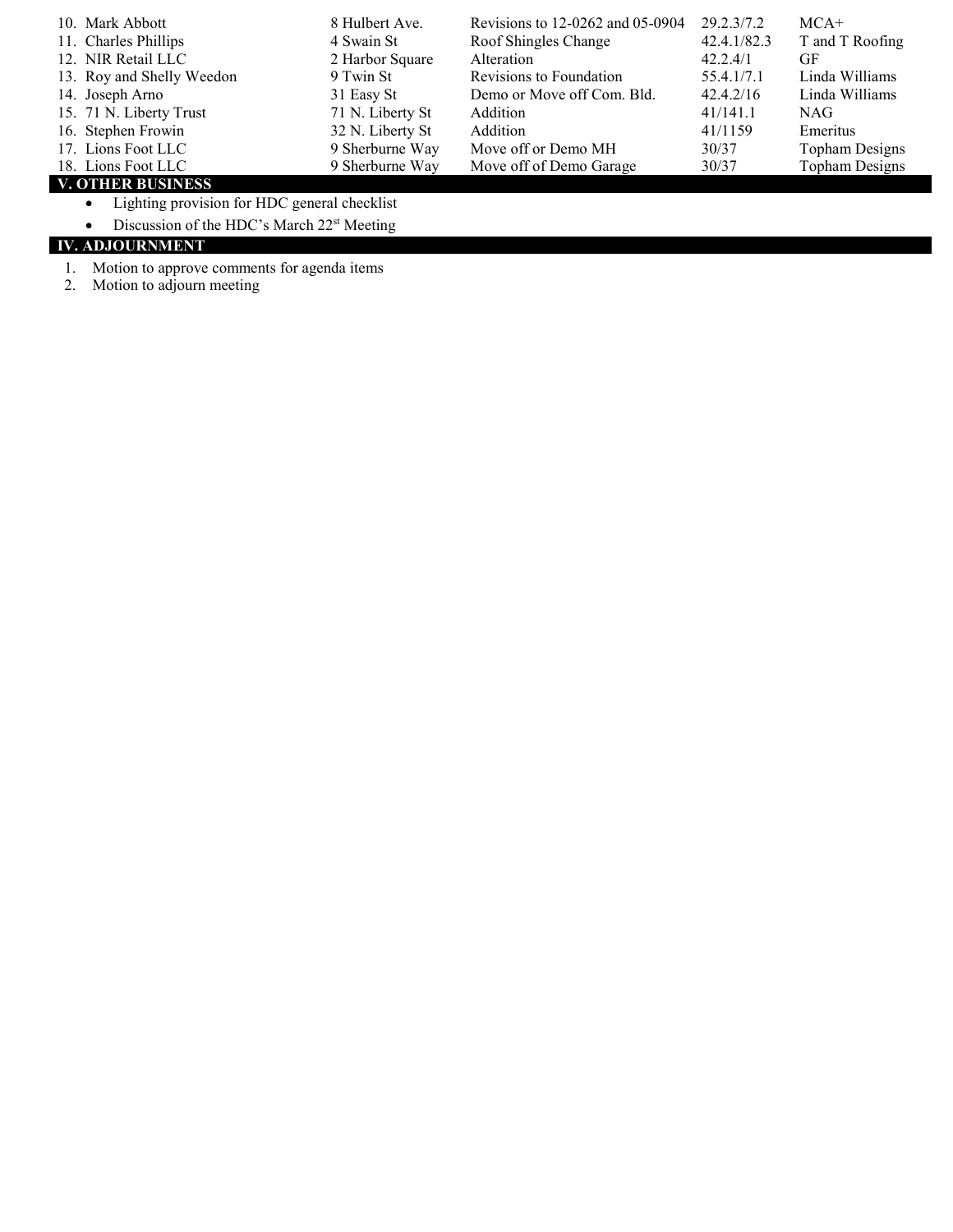| | | | | |
|---|---|---|---|---|
| 10. Mark Abbott | 8 Hulbert Ave. | Revisions to 12-0262 and 05-0904 | 29.2.3/7.2 | MCA+ |
| 11. Charles Phillips | 4 Swain St | Roof Shingles Change | 42.4.1/82.3 | T and T Roofing |
| 12. NIR Retail LLC | 2 Harbor Square | Alteration | 42.2.4/1 | GF |
| 13. Roy and Shelly Weedon | 9 Twin St | Revisions to Foundation | 55.4.1/7.1 | Linda Williams |
| 14. Joseph Arno | 31 Easy St | Demo or Move off Com. Bld. | 42.4.2/16 | Linda Williams |
| 15. 71 N. Liberty Trust | 71 N. Liberty St | Addition | 41/141.1 | NAG |
| 16. Stephen Frowin | 32 N. Liberty St | Addition | 41/1159 | Emeritus |
| 17. Lions Foot LLC | 9 Sherburne Way | Move off or Demo MH | 30/37 | Topham Designs |
| 18. Lions Foot LLC | 9 Sherburne Way | Move off of Demo Garage | 30/37 | Topham Designs |

## V. OTHER BUSINESS

- Lighting provision for HDC general checklist
- Discussion of the HDC's March 22nd Meeting

## IV. ADJOURNMENT

1. Motion to approve comments for agenda items
2. Motion to adjourn meeting